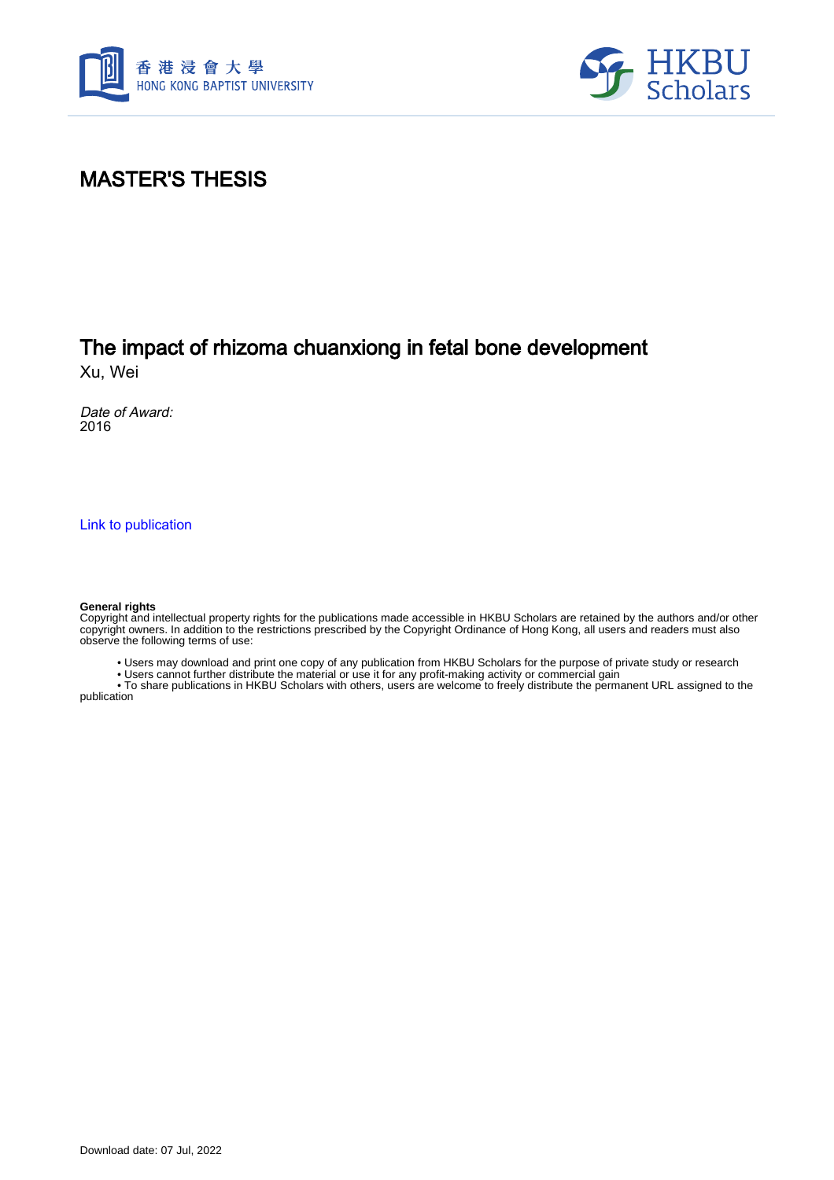香港浸會大學
HONG KONG BAPTIST UNIVERSITY

HKBU Scholars

# MASTER'S THESIS

## The impact of rhizoma chuanxiong in fetal bone development

Xu, Wei

*Date of Award:*
2016

Link to publication

**General rights**
Copyright and intellectual property rights for the publications made accessible in HKBU Scholars are retained by the authors and/or other copyright owners. In addition to the restrictions prescribed by the Copyright Ordinance of Hong Kong, all users and readers must also observe the following terms of use:

- Users may download and print one copy of any publication from HKBU Scholars for the purpose of private study or research
- Users cannot further distribute the material or use it for any profit-making activity or commercial gain
- To share publications in HKBU Scholars with others, users are welcome to freely distribute the permanent URL assigned to the publication

Download date: 07 Jul, 2022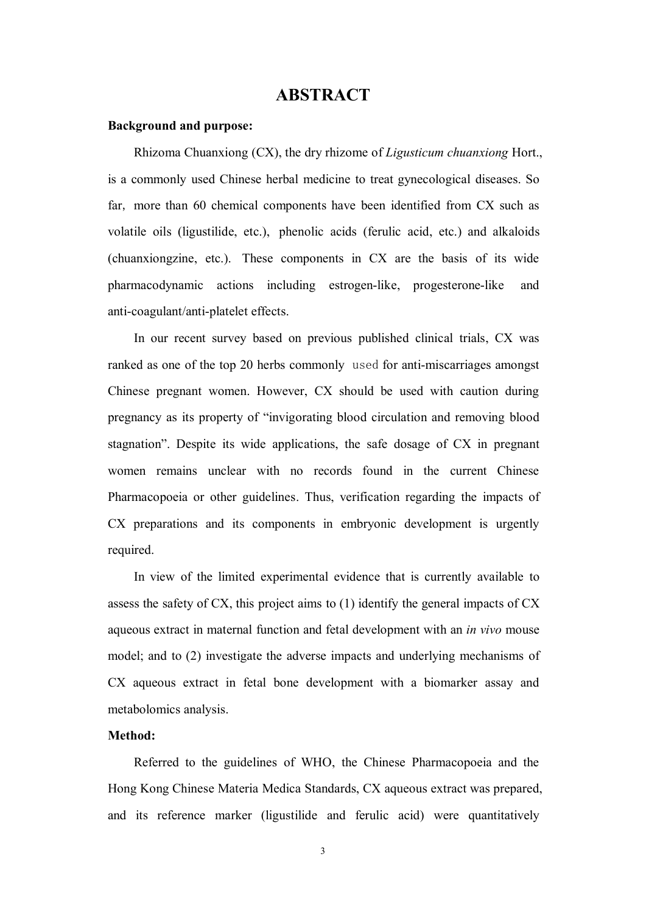# ABSTRACT

**Background and purpose:**

Rhizoma Chuanxiong (CX), the dry rhizome of *Ligusticum chuanxiong* Hort., is a commonly used Chinese herbal medicine to treat gynecological diseases. So far, more than 60 chemical components have been identified from CX such as volatile oils (ligustilide, etc.), phenolic acids (ferulic acid, etc.) and alkaloids (chuanxiongzine, etc.). These components in CX are the basis of its wide pharmacodynamic actions including estrogen-like, progesterone-like and anti-coagulant/anti-platelet effects.

In our recent survey based on previous published clinical trials, CX was ranked as one of the top 20 herbs commonly used for anti-miscarriages amongst Chinese pregnant women. However, CX should be used with caution during pregnancy as its property of "invigorating blood circulation and removing blood stagnation". Despite its wide applications, the safe dosage of CX in pregnant women remains unclear with no records found in the current Chinese Pharmacopoeia or other guidelines. Thus, verification regarding the impacts of CX preparations and its components in embryonic development is urgently required.

In view of the limited experimental evidence that is currently available to assess the safety of CX, this project aims to (1) identify the general impacts of CX aqueous extract in maternal function and fetal development with an *in vivo* mouse model; and to (2) investigate the adverse impacts and underlying mechanisms of CX aqueous extract in fetal bone development with a biomarker assay and metabolomics analysis.

**Method:**

Referred to the guidelines of WHO, the Chinese Pharmacopoeia and the Hong Kong Chinese Materia Medica Standards, CX aqueous extract was prepared, and its reference marker (ligustilide and ferulic acid) were quantitatively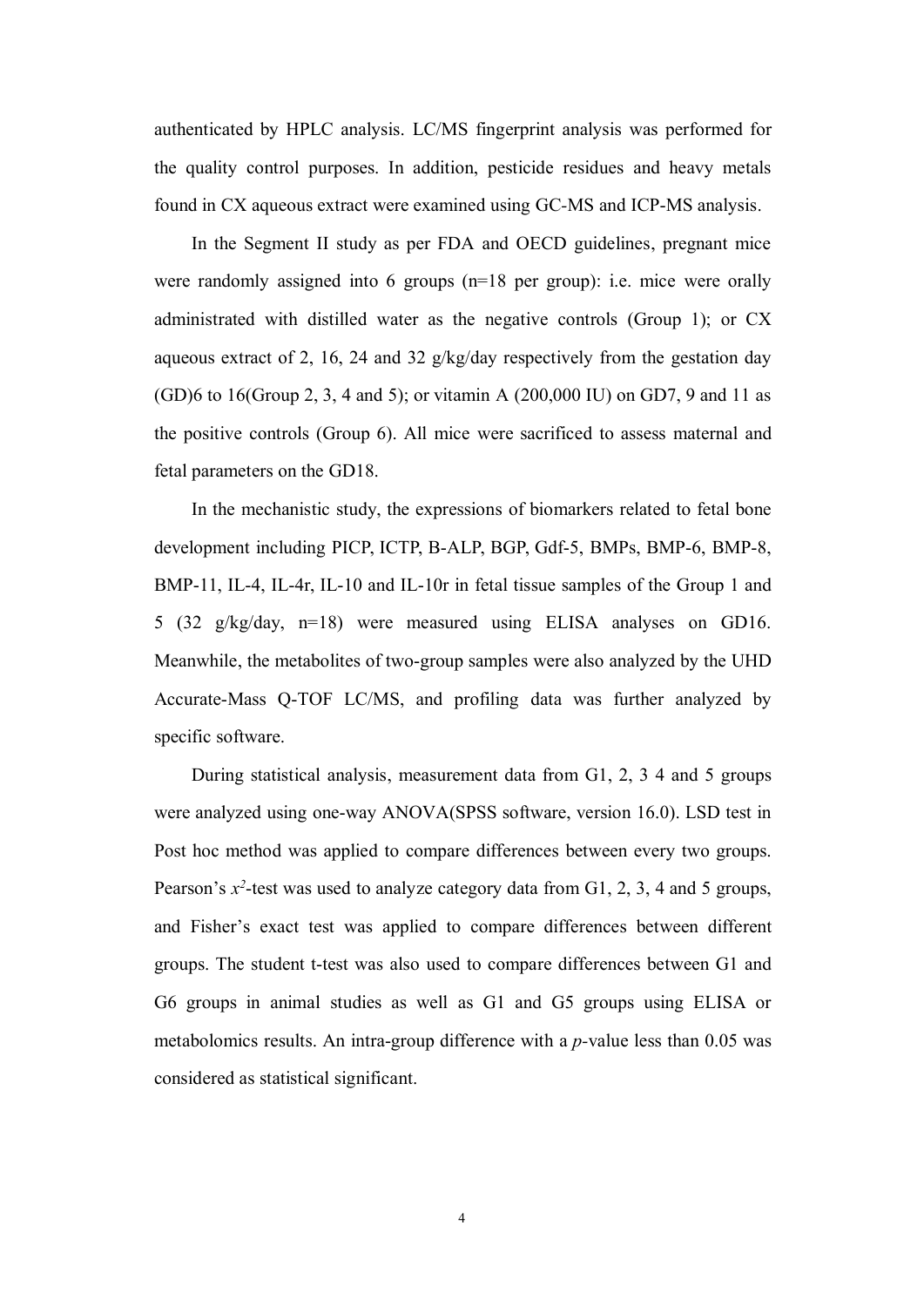authenticated by HPLC analysis. LC/MS fingerprint analysis was performed for the quality control purposes. In addition, pesticide residues and heavy metals found in CX aqueous extract were examined using GC-MS and ICP-MS analysis.

In the Segment II study as per FDA and OECD guidelines, pregnant mice were randomly assigned into 6 groups (n=18 per group): i.e. mice were orally administrated with distilled water as the negative controls (Group 1); or CX aqueous extract of 2, 16, 24 and 32 g/kg/day respectively from the gestation day (GD)6 to 16(Group 2, 3, 4 and 5); or vitamin A (200,000 IU) on GD7, 9 and 11 as the positive controls (Group 6). All mice were sacrificed to assess maternal and fetal parameters on the GD18.

In the mechanistic study, the expressions of biomarkers related to fetal bone development including PICP, ICTP, B-ALP, BGP, Gdf-5, BMPs, BMP-6, BMP-8, BMP-11, IL-4, IL-4r, IL-10 and IL-10r in fetal tissue samples of the Group 1 and 5 (32 g/kg/day, n=18) were measured using ELISA analyses on GD16. Meanwhile, the metabolites of two-group samples were also analyzed by the UHD Accurate-Mass Q-TOF LC/MS, and profiling data was further analyzed by specific software.

During statistical analysis, measurement data from G1, 2, 3 4 and 5 groups were analyzed using one-way ANOVA(SPSS software, version 16.0). LSD test in Post hoc method was applied to compare differences between every two groups. Pearson's $x^2$-test was used to analyze category data from G1, 2, 3, 4 and 5 groups, and Fisher's exact test was applied to compare differences between different groups. The student t-test was also used to compare differences between G1 and G6 groups in animal studies as well as G1 and G5 groups using ELISA or metabolomics results. An intra-group difference with a *p*-value less than 0.05 was considered as statistical significant.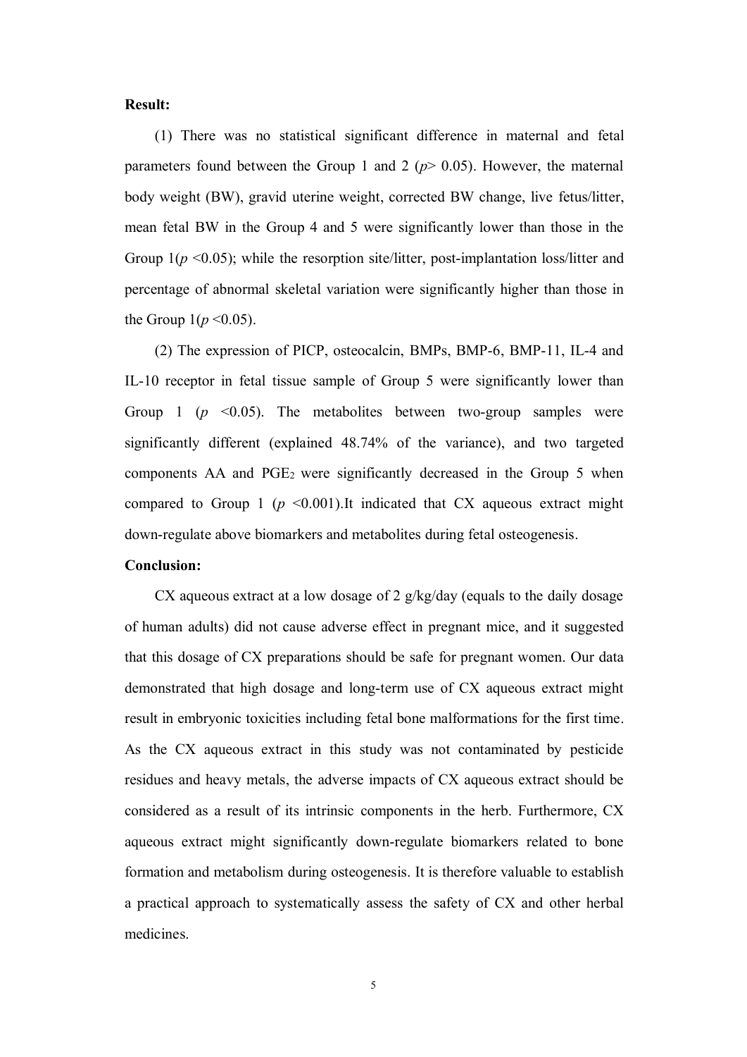**Result:**

(1) There was no statistical significant difference in maternal and fetal parameters found between the Group 1 and 2 ($p > 0.05$). However, the maternal body weight (BW), gravid uterine weight, corrected BW change, live fetus/litter, mean fetal BW in the Group 4 and 5 were significantly lower than those in the Group 1($p < 0.05$); while the resorption site/litter, post-implantation loss/litter and percentage of abnormal skeletal variation were significantly higher than those in the Group 1($p < 0.05$).

(2) The expression of PICP, osteocalcin, BMPs, BMP-6, BMP-11, IL-4 and IL-10 receptor in fetal tissue sample of Group 5 were significantly lower than Group 1 ($p < 0.05$). The metabolites between two-group samples were significantly different (explained 48.74% of the variance), and two targeted components AA and $PGE_2$ were significantly decreased in the Group 5 when compared to Group 1 ($p < 0.001$).It indicated that CX aqueous extract might down-regulate above biomarkers and metabolites during fetal osteogenesis.

**Conclusion:**

CX aqueous extract at a low dosage of 2 g/kg/day (equals to the daily dosage of human adults) did not cause adverse effect in pregnant mice, and it suggested that this dosage of CX preparations should be safe for pregnant women. Our data demonstrated that high dosage and long-term use of CX aqueous extract might result in embryonic toxicities including fetal bone malformations for the first time. As the CX aqueous extract in this study was not contaminated by pesticide residues and heavy metals, the adverse impacts of CX aqueous extract should be considered as a result of its intrinsic components in the herb. Furthermore, CX aqueous extract might significantly down-regulate biomarkers related to bone formation and metabolism during osteogenesis. It is therefore valuable to establish a practical approach to systematically assess the safety of CX and other herbal medicines.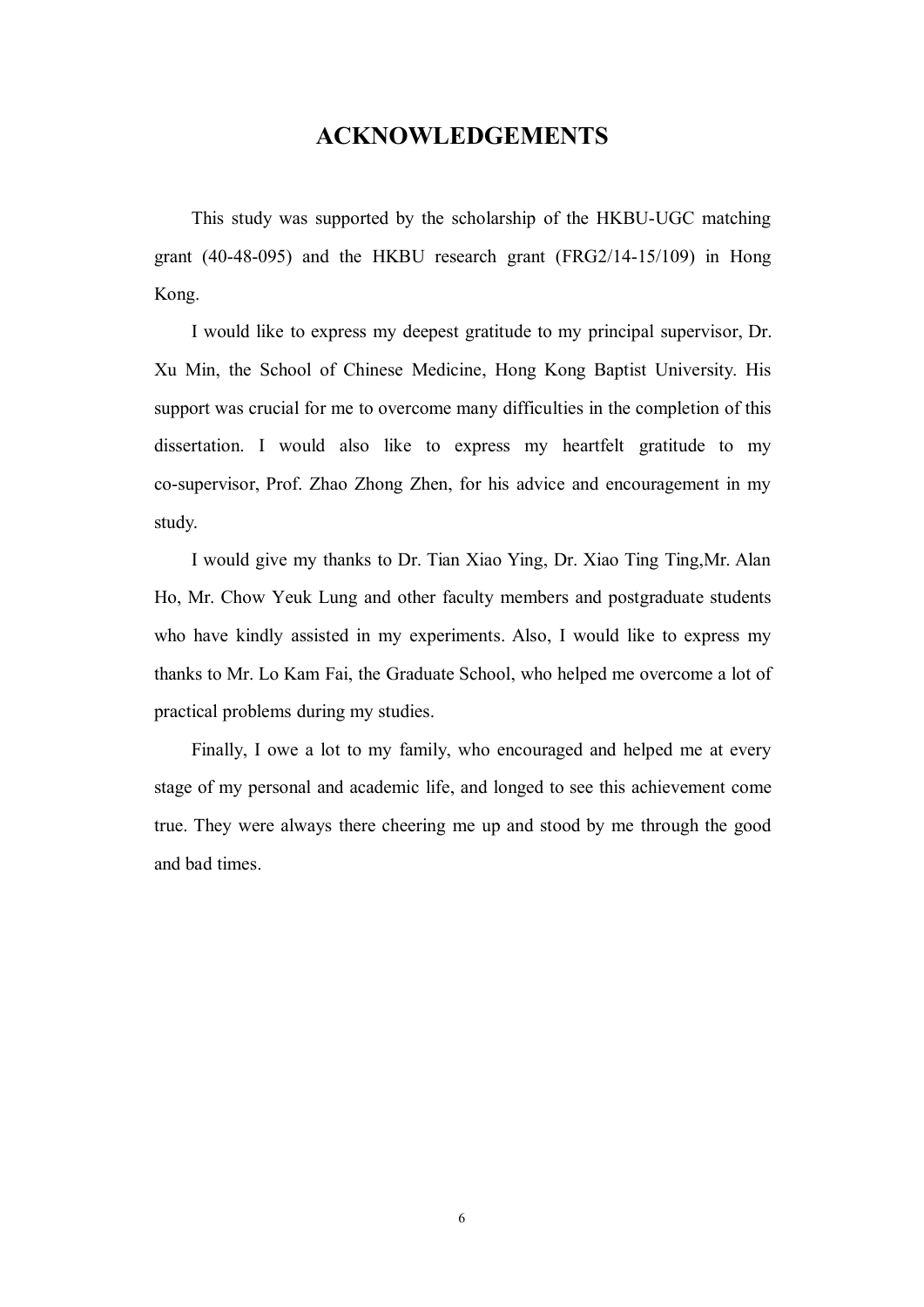# ACKNOWLEDGEMENTS

This study was supported by the scholarship of the HKBU-UGC matching grant (40-48-095) and the HKBU research grant (FRG2/14-15/109) in Hong Kong.

I would like to express my deepest gratitude to my principal supervisor, Dr. Xu Min, the School of Chinese Medicine, Hong Kong Baptist University. His support was crucial for me to overcome many difficulties in the completion of this dissertation. I would also like to express my heartfelt gratitude to my co-supervisor, Prof. Zhao Zhong Zhen, for his advice and encouragement in my study.

I would give my thanks to Dr. Tian Xiao Ying, Dr. Xiao Ting Ting,Mr. Alan Ho, Mr. Chow Yeuk Lung and other faculty members and postgraduate students who have kindly assisted in my experiments. Also, I would like to express my thanks to Mr. Lo Kam Fai, the Graduate School, who helped me overcome a lot of practical problems during my studies.

Finally, I owe a lot to my family, who encouraged and helped me at every stage of my personal and academic life, and longed to see this achievement come true. They were always there cheering me up and stood by me through the good and bad times.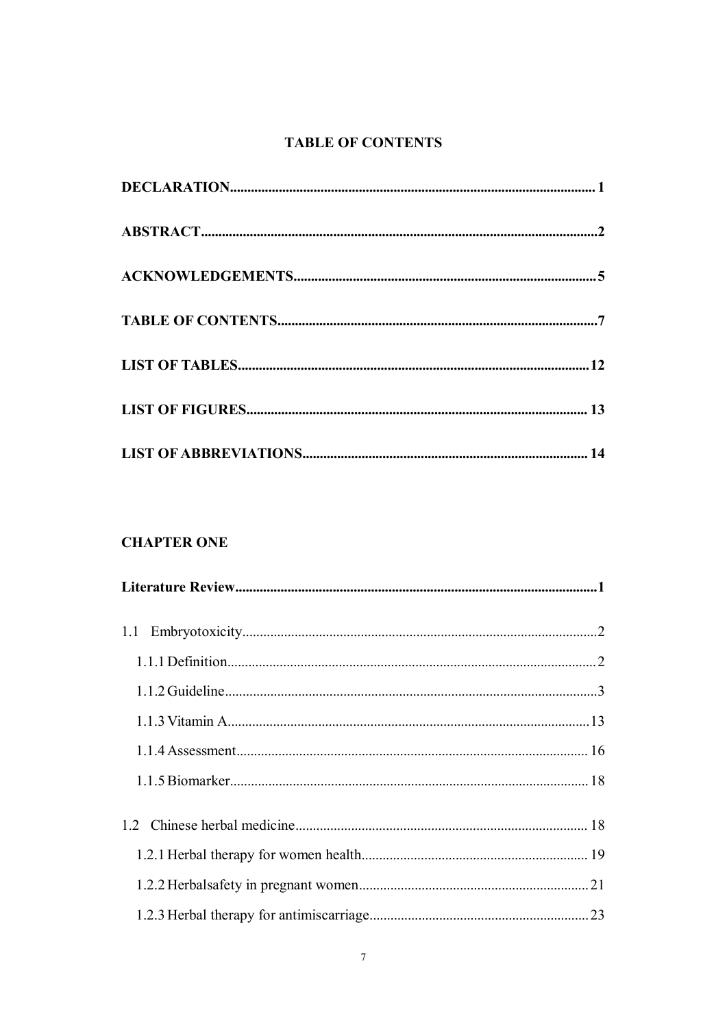## TABLE OF CONTENTS

**DECLARATION** .......... **1**

**ABSTRACT** .......... **2**

**ACKNOWLEDGEMENTS** .......... **5**

**TABLE OF CONTENTS** .......... **7**

**LIST OF TABLES** .......... **12**

**LIST OF FIGURES** .......... **13**

**LIST OF ABBREVIATIONS** .......... **14**

**CHAPTER ONE**

**Literature Review** .......... **1**

1.1 Embryotoxicity .......... 2

- 1.1.1 Definition .......... 2
- 1.1.2 Guideline .......... 3
- 1.1.3 Vitamin A .......... 13
- 1.1.4 Assessment .......... 16
- 1.1.5 Biomarker .......... 18

1.2 Chinese herbal medicine .......... 18

- 1.2.1 Herbal therapy for women health .......... 19
- 1.2.2 Herbalsafety in pregnant women .......... 21
- 1.2.3 Herbal therapy for antimiscarriage .......... 23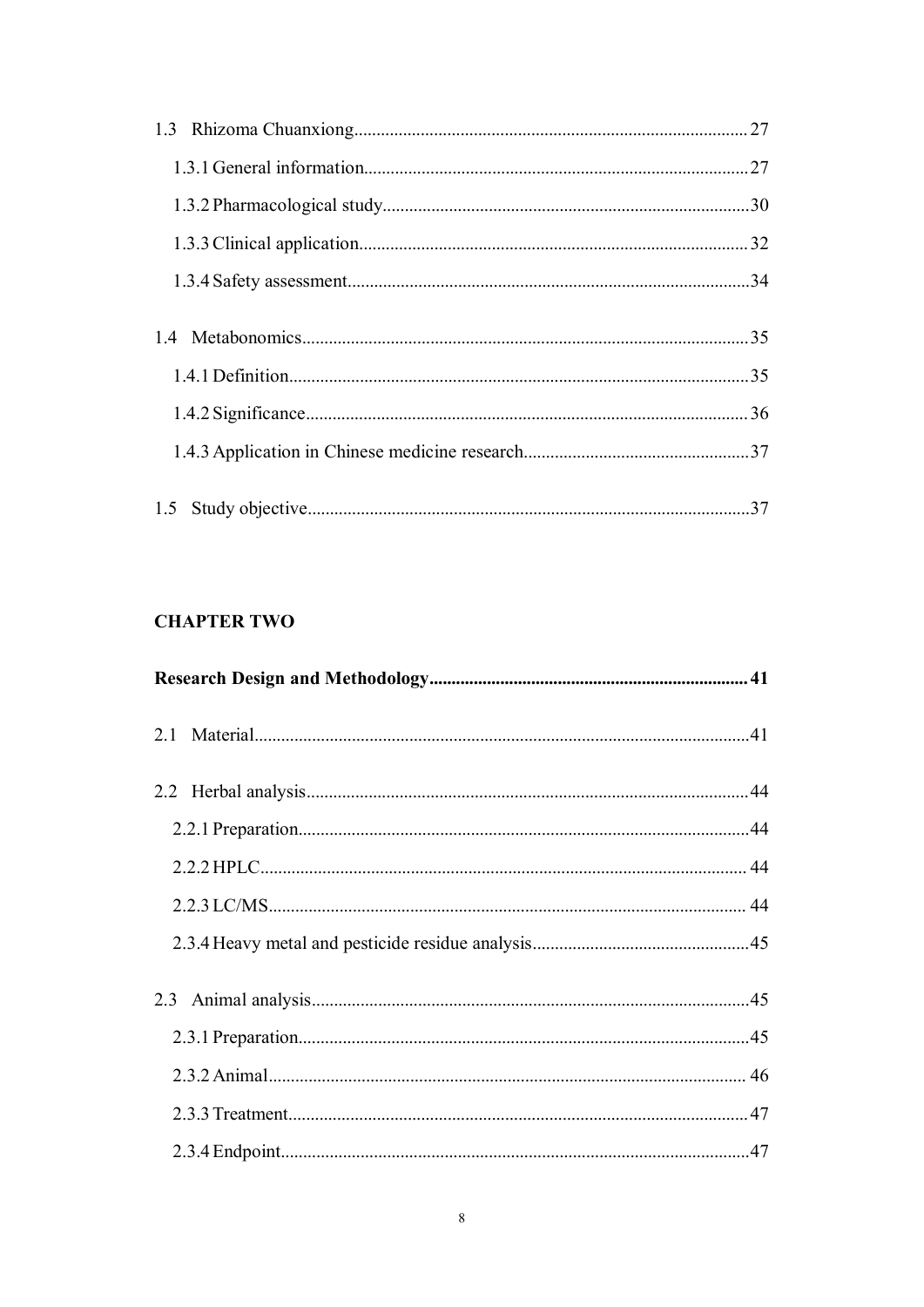1.3 Rhizoma Chuanxiong........................................................................................27

1.3.1 General information......................................................................................27

1.3.2 Pharmacological study..................................................................................30

1.3.3 Clinical application.......................................................................................32

1.3.4 Safety assessment..........................................................................................34

1.4 Metabonomics....................................................................................................35

1.4.1 Definition.......................................................................................................35

1.4.2 Significance...................................................................................................36

1.4.3 Application in Chinese medicine research...................................................37

1.5 Study objective...................................................................................................37

**CHAPTER TWO**

**Research Design and Methodology........................................................................41**

2.1 Material..............................................................................................................41

2.2 Herbal analysis...................................................................................................44

2.2.1 Preparation.....................................................................................................44

2.2.2 HPLC............................................................................................................ 44

2.2.3 LC/MS.......................................................................................................... 44

2.3.4 Heavy metal and pesticide residue analysis.................................................45

2.3 Animal analysis..................................................................................................45

2.3.1 Preparation.....................................................................................................45

2.3.2 Animal.......................................................................................................... 46

2.3.3 Treatment.......................................................................................................47

2.3.4 Endpoint.........................................................................................................47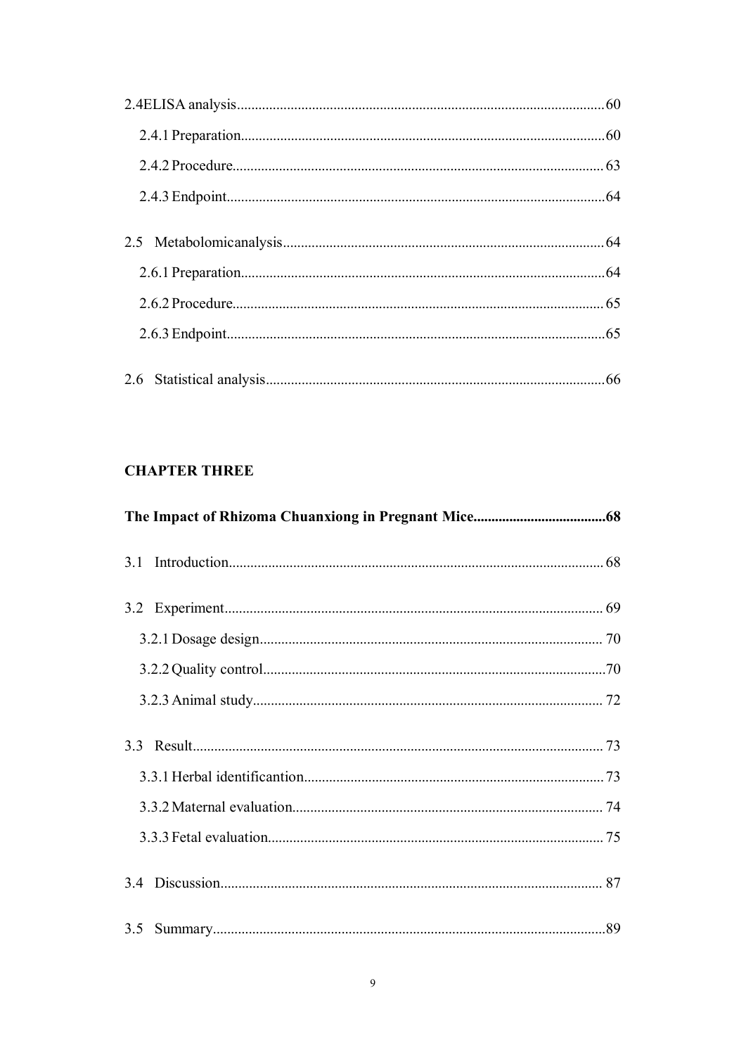2.4ELISA analysis......................................................................................................60

2.4.1 Preparation.....................................................................................................60

2.4.2 Procedure....................................................................................................... 63

2.4.3 Endpoint.........................................................................................................64

2.5 Metabolomicanalysis.........................................................................................64

2.6.1 Preparation.....................................................................................................64

2.6.2 Procedure....................................................................................................... 65

2.6.3 Endpoint.........................................................................................................65

2.6 Statistical analysis..............................................................................................66

**CHAPTER THREE**

**The Impact of Rhizoma Chuanxiong in Pregnant Mice.....................................68**

3.1 Introduction........................................................................................................ 68

3.2 Experiment......................................................................................................... 69

3.2.1 Dosage design............................................................................................... 70

3.2.2 Quality control...............................................................................................70

3.2.3 Animal study................................................................................................. 72

3.3 Result.................................................................................................................. 73

3.3.1 Herbal identificantion................................................................................... 73

3.3.2 Maternal evaluation...................................................................................... 74

3.3.3 Fetal evaluation............................................................................................. 75

3.4 Discussion.......................................................................................................... 87

3.5 Summary.............................................................................................................89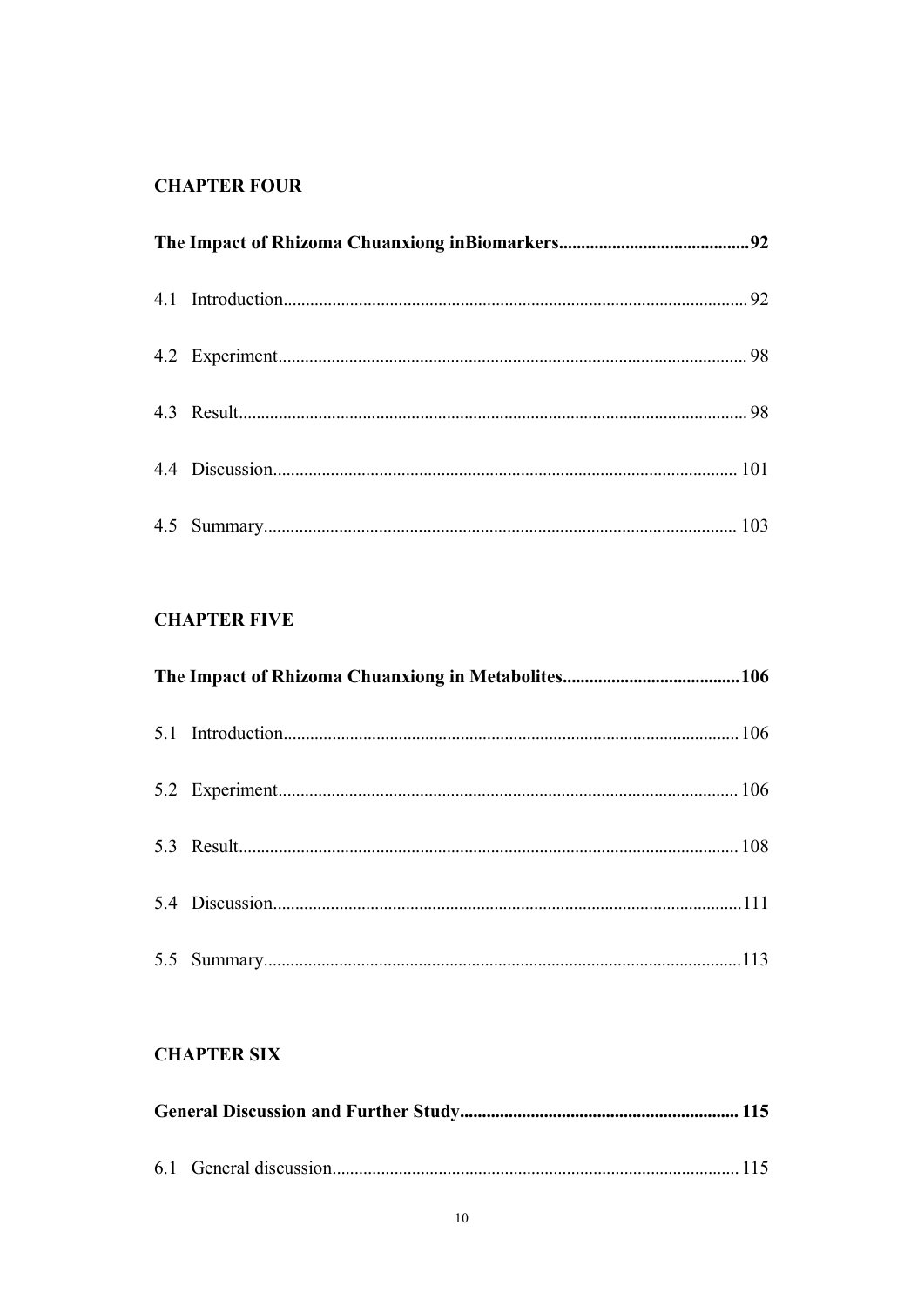**CHAPTER FOUR**

**The Impact of Rhizoma Chuanxiong inBiomarkers........................................92**

4.1 Introduction........................................................................................................92

4.2 Experiment.........................................................................................................98

4.3 Result..................................................................................................................98

4.4 Discussion........................................................................................................101

4.5 Summary...........................................................................................................103

**CHAPTER FIVE**

**The Impact of Rhizoma Chuanxiong in Metabolites.......................................106**

5.1 Introduction......................................................................................................106

5.2 Experiment.......................................................................................................106

5.3 Result................................................................................................................108

5.4 Discussion.........................................................................................................111

5.5 Summary...........................................................................................................113

**CHAPTER SIX**

**General Discussion and Further Study.............................................................. 115**

6.1 General discussion...........................................................................................115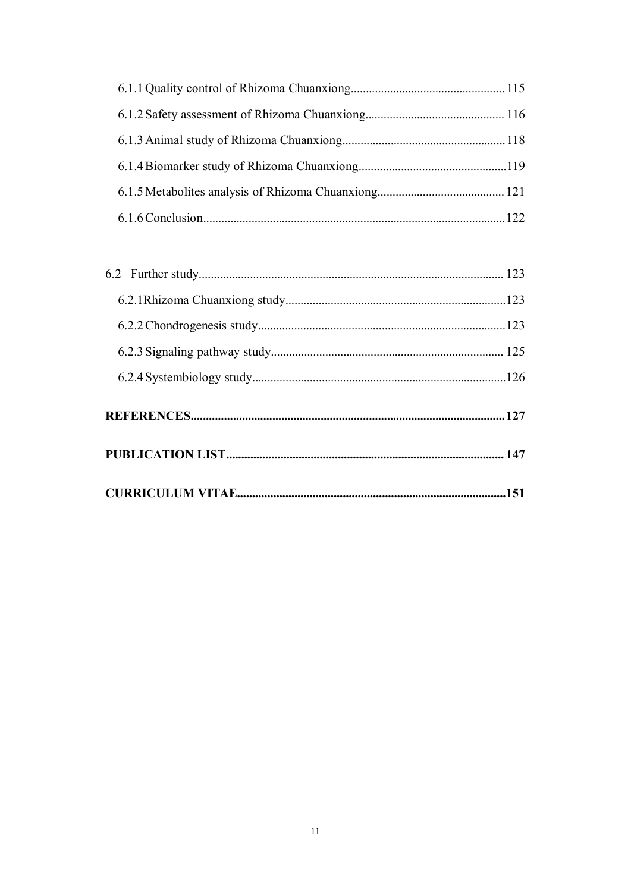6.1.1 Quality control of Rhizoma Chuanxiong....................................................115

6.1.2 Safety assessment of Rhizoma Chuanxiong..............................................116

6.1.3 Animal study of Rhizoma Chuanxiong......................................................118

6.1.4 Biomarker study of Rhizoma Chuanxiong.................................................119

6.1.5 Metabolites analysis of Rhizoma Chuanxiong...........................................121

6.1.6 Conclusion...................................................................................................122

6.2 Further study.....................................................................................................123

6.2.1 Rhizoma Chuanxiong study.........................................................................123

6.2.2 Chondrogenesis study..................................................................................123

6.2.3 Signaling pathway study.............................................................................125

6.2.4 Systembiology study....................................................................................126

**REFERENCES.......................................................................................................127**

**PUBLICATION LIST............................................................................................147**

**CURRICULUM VITAE.........................................................................................151**